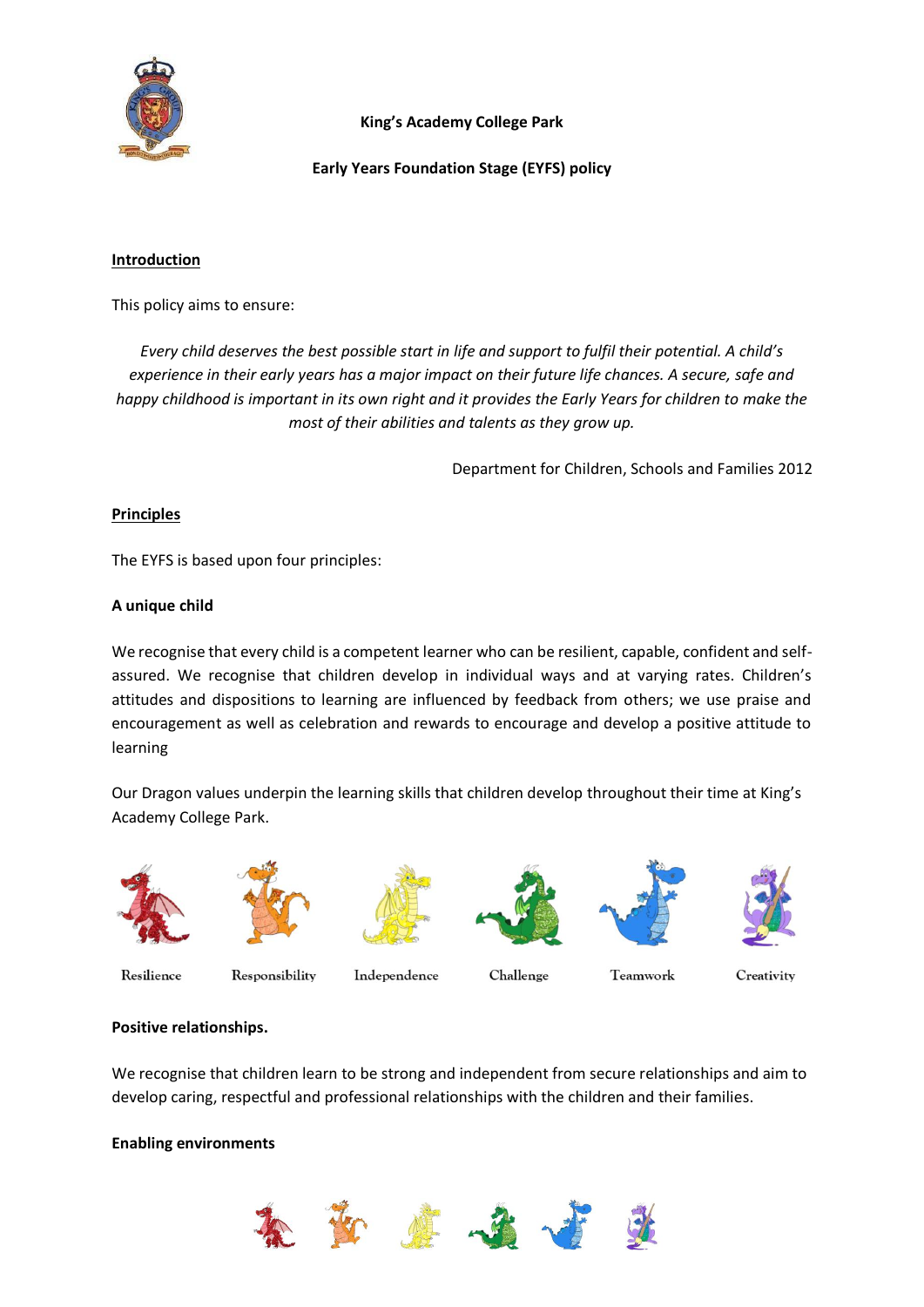**King's Academy College Park**

**Early Years Foundation Stage (EYFS) policy**

## Introduction

This policy aims to ensure:

*Every child deserves the best possible start in life and support to fulfil their potential. A child's experience in their early years has a major impact on their future life chances. A secure, safe and happy childhood is important in its own right and it provides the Early Years for children to make the most of their abilities and talents as they grow up.*

Department for Children, Schools and Families 2012

## Principles

The EYFS is based upon four principles:

### A unique child

We recognise that every child is a competent learner who can be resilient, capable, confident and self-assured. We recognise that children develop in individual ways and at varying rates. Children's attitudes and dispositions to learning are influenced by feedback from others; we use praise and encouragement as well as celebration and rewards to encourage and develop a positive attitude to learning

Our Dragon values underpin the learning skills that children develop throughout their time at King's Academy College Park.

Resilience Responsibility Independence Challenge Teamwork Creativity

### Positive relationships.

We recognise that children learn to be strong and independent from secure relationships and aim to develop caring, respectful and professional relationships with the children and their families.

### Enabling environments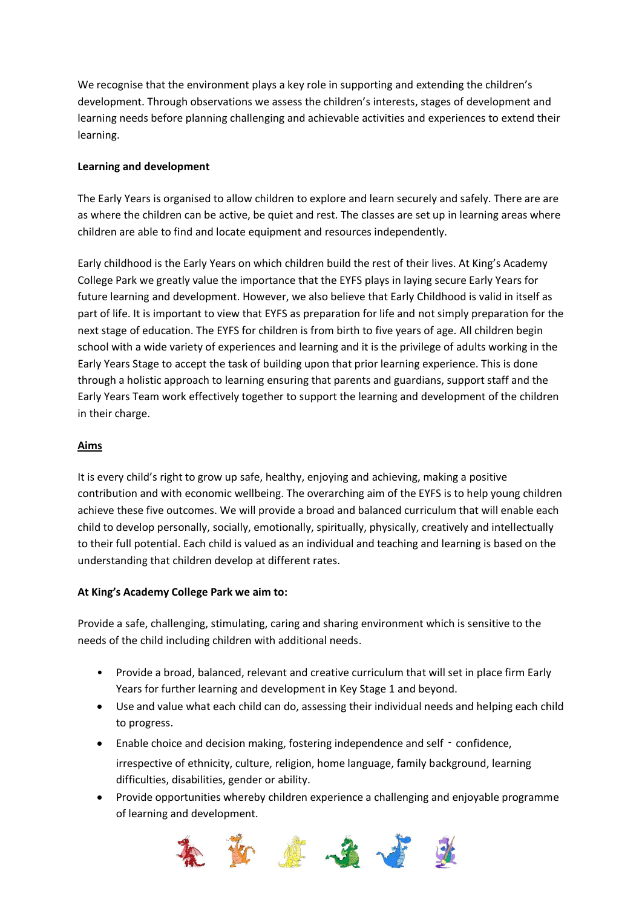We recognise that the environment plays a key role in supporting and extending the children's development. Through observations we assess the children's interests, stages of development and learning needs before planning challenging and achievable activities and experiences to extend their learning.

**Learning and development**

The Early Years is organised to allow children to explore and learn securely and safely. There are are as where the children can be active, be quiet and rest. The classes are set up in learning areas where children are able to find and locate equipment and resources independently.

Early childhood is the Early Years on which children build the rest of their lives. At King's Academy College Park we greatly value the importance that the EYFS plays in laying secure Early Years for future learning and development. However, we also believe that Early Childhood is valid in itself as part of life. It is important to view that EYFS as preparation for life and not simply preparation for the next stage of education. The EYFS for children is from birth to five years of age. All children begin school with a wide variety of experiences and learning and it is the privilege of adults working in the Early Years Stage to accept the task of building upon that prior learning experience. This is done through a holistic approach to learning ensuring that parents and guardians, support staff and the Early Years Team work effectively together to support the learning and development of the children in their charge.

**Aims**

It is every child's right to grow up safe, healthy, enjoying and achieving, making a positive contribution and with economic wellbeing. The overarching aim of the EYFS is to help young children achieve these five outcomes. We will provide a broad and balanced curriculum that will enable each child to develop personally, socially, emotionally, spiritually, physically, creatively and intellectually to their full potential. Each child is valued as an individual and teaching and learning is based on the understanding that children develop at different rates.

**At King's Academy College Park we aim to:**

Provide a safe, challenging, stimulating, caring and sharing environment which is sensitive to the needs of the child including children with additional needs.

- Provide a broad, balanced, relevant and creative curriculum that will set in place firm Early Years for further learning and development in Key Stage 1 and beyond.
- Use and value what each child can do, assessing their individual needs and helping each child to progress.
- Enable choice and decision making, fostering independence and self - confidence, irrespective of ethnicity, culture, religion, home language, family background, learning difficulties, disabilities, gender or ability.
- Provide opportunities whereby children experience a challenging and enjoyable programme of learning and development.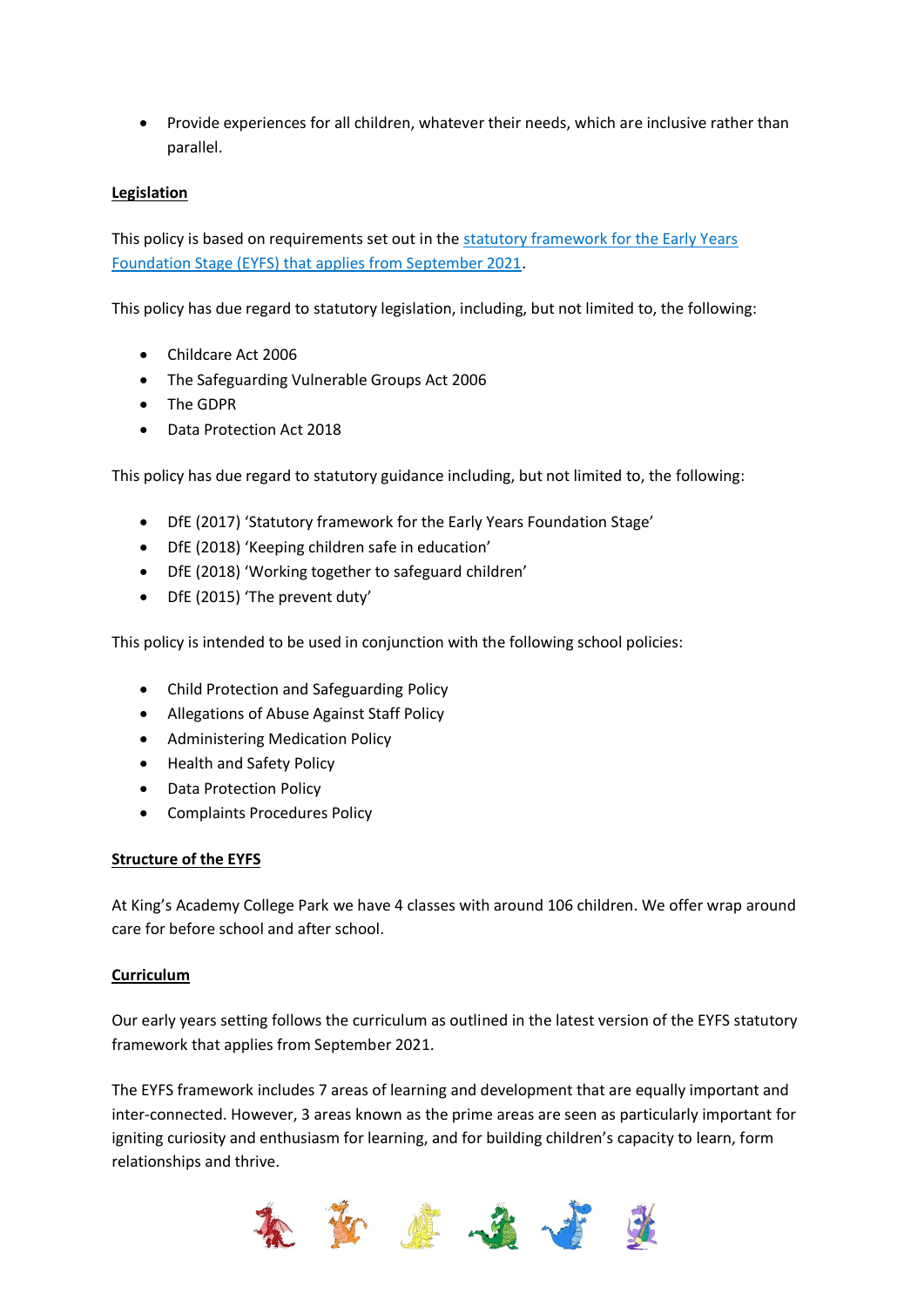- Provide experiences for all children, whatever their needs, which are inclusive rather than parallel.

## Legislation

This policy is based on requirements set out in the [statutory framework for the Early Years Foundation Stage (EYFS) that applies from September 2021](#).

This policy has due regard to statutory legislation, including, but not limited to, the following:

- Childcare Act 2006
- The Safeguarding Vulnerable Groups Act 2006
- The GDPR
- Data Protection Act 2018

This policy has due regard to statutory guidance including, but not limited to, the following:

- DfE (2017) 'Statutory framework for the Early Years Foundation Stage'
- DfE (2018) 'Keeping children safe in education'
- DfE (2018) 'Working together to safeguard children'
- DfE (2015) 'The prevent duty'

This policy is intended to be used in conjunction with the following school policies:

- Child Protection and Safeguarding Policy
- Allegations of Abuse Against Staff Policy
- Administering Medication Policy
- Health and Safety Policy
- Data Protection Policy
- Complaints Procedures Policy

## Structure of the EYFS

At King's Academy College Park we have 4 classes with around 106 children. We offer wrap around care for before school and after school.

## Curriculum

Our early years setting follows the curriculum as outlined in the latest version of the EYFS statutory framework that applies from September 2021.

The EYFS framework includes 7 areas of learning and development that are equally important and inter-connected. However, 3 areas known as the prime areas are seen as particularly important for igniting curiosity and enthusiasm for learning, and for building children's capacity to learn, form relationships and thrive.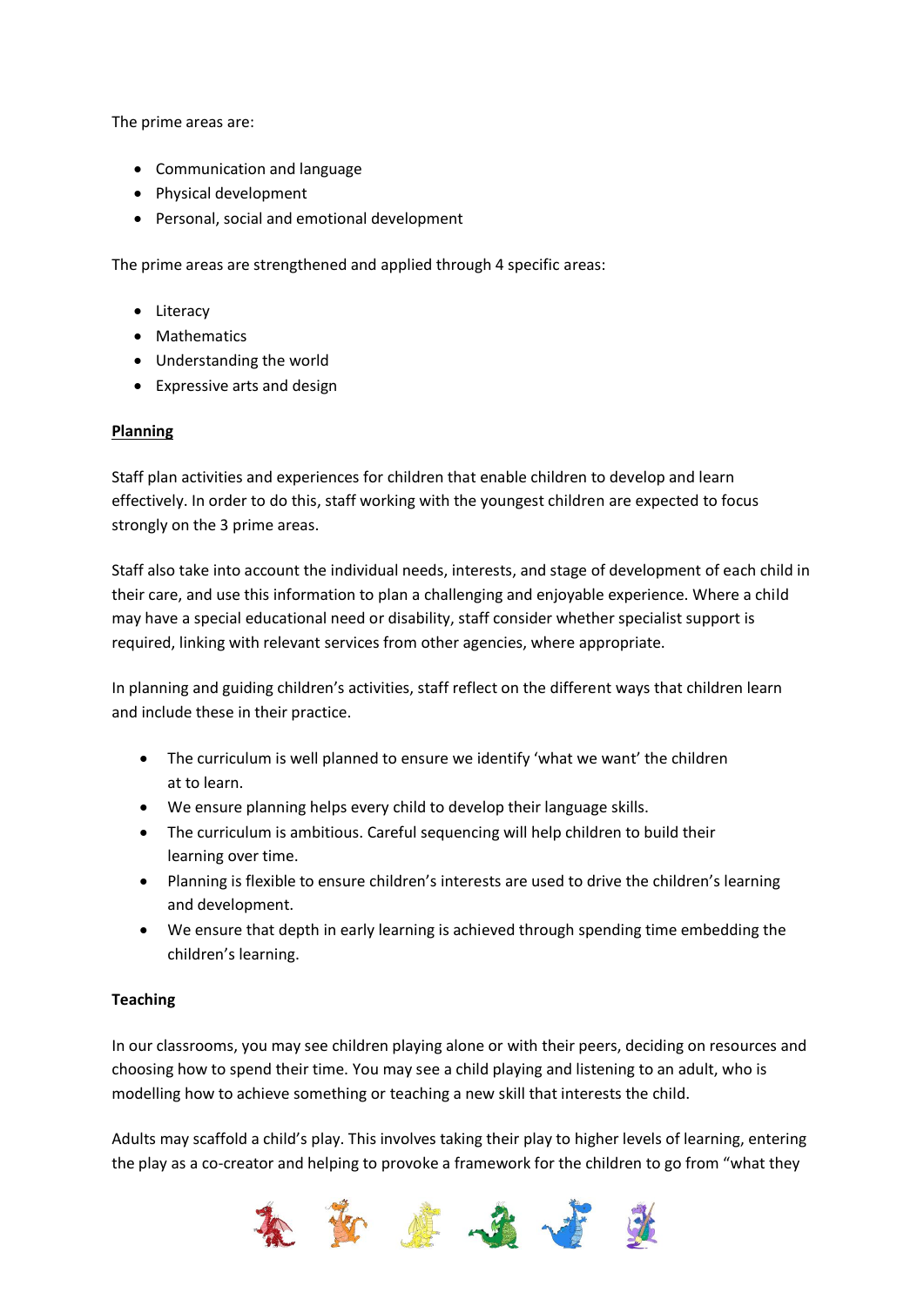The prime areas are:

- Communication and language
- Physical development
- Personal, social and emotional development

The prime areas are strengthened and applied through 4 specific areas:

- Literacy
- Mathematics
- Understanding the world
- Expressive arts and design

**Planning**

Staff plan activities and experiences for children that enable children to develop and learn effectively. In order to do this, staff working with the youngest children are expected to focus strongly on the 3 prime areas.

Staff also take into account the individual needs, interests, and stage of development of each child in their care, and use this information to plan a challenging and enjoyable experience. Where a child may have a special educational need or disability, staff consider whether specialist support is required, linking with relevant services from other agencies, where appropriate.

In planning and guiding children's activities, staff reflect on the different ways that children learn and include these in their practice.

- The curriculum is well planned to ensure we identify 'what we want' the children at to learn.
- We ensure planning helps every child to develop their language skills.
- The curriculum is ambitious. Careful sequencing will help children to build their learning over time.
- Planning is flexible to ensure children's interests are used to drive the children's learning and development.
- We ensure that depth in early learning is achieved through spending time embedding the children's learning.

**Teaching**

In our classrooms, you may see children playing alone or with their peers, deciding on resources and choosing how to spend their time. You may see a child playing and listening to an adult, who is modelling how to achieve something or teaching a new skill that interests the child.

Adults may scaffold a child's play. This involves taking their play to higher levels of learning, entering the play as a co-creator and helping to provoke a framework for the children to go from "what they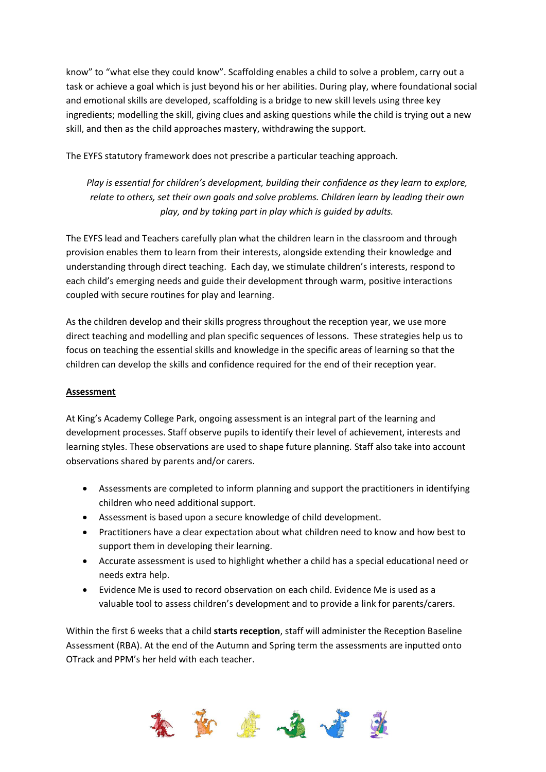know" to "what else they could know". Scaffolding enables a child to solve a problem, carry out a task or achieve a goal which is just beyond his or her abilities. During play, where foundational social and emotional skills are developed, scaffolding is a bridge to new skill levels using three key ingredients; modelling the skill, giving clues and asking questions while the child is trying out a new skill, and then as the child approaches mastery, withdrawing the support.

The EYFS statutory framework does not prescribe a particular teaching approach.

*Play is essential for children's development, building their confidence as they learn to explore, relate to others, set their own goals and solve problems. Children learn by leading their own play, and by taking part in play which is guided by adults.*

The EYFS lead and Teachers carefully plan what the children learn in the classroom and through provision enables them to learn from their interests, alongside extending their knowledge and understanding through direct teaching. Each day, we stimulate children's interests, respond to each child's emerging needs and guide their development through warm, positive interactions coupled with secure routines for play and learning.

As the children develop and their skills progress throughout the reception year, we use more direct teaching and modelling and plan specific sequences of lessons. These strategies help us to focus on teaching the essential skills and knowledge in the specific areas of learning so that the children can develop the skills and confidence required for the end of their reception year.

## Assessment

At King's Academy College Park, ongoing assessment is an integral part of the learning and development processes. Staff observe pupils to identify their level of achievement, interests and learning styles. These observations are used to shape future planning. Staff also take into account observations shared by parents and/or carers.

- Assessments are completed to inform planning and support the practitioners in identifying children who need additional support.
- Assessment is based upon a secure knowledge of child development.
- Practitioners have a clear expectation about what children need to know and how best to support them in developing their learning.
- Accurate assessment is used to highlight whether a child has a special educational need or needs extra help.
- Evidence Me is used to record observation on each child. Evidence Me is used as a valuable tool to assess children's development and to provide a link for parents/carers.

Within the first 6 weeks that a child **starts reception**, staff will administer the Reception Baseline Assessment (RBA). At the end of the Autumn and Spring term the assessments are inputted onto OTrack and PPM's her held with each teacher.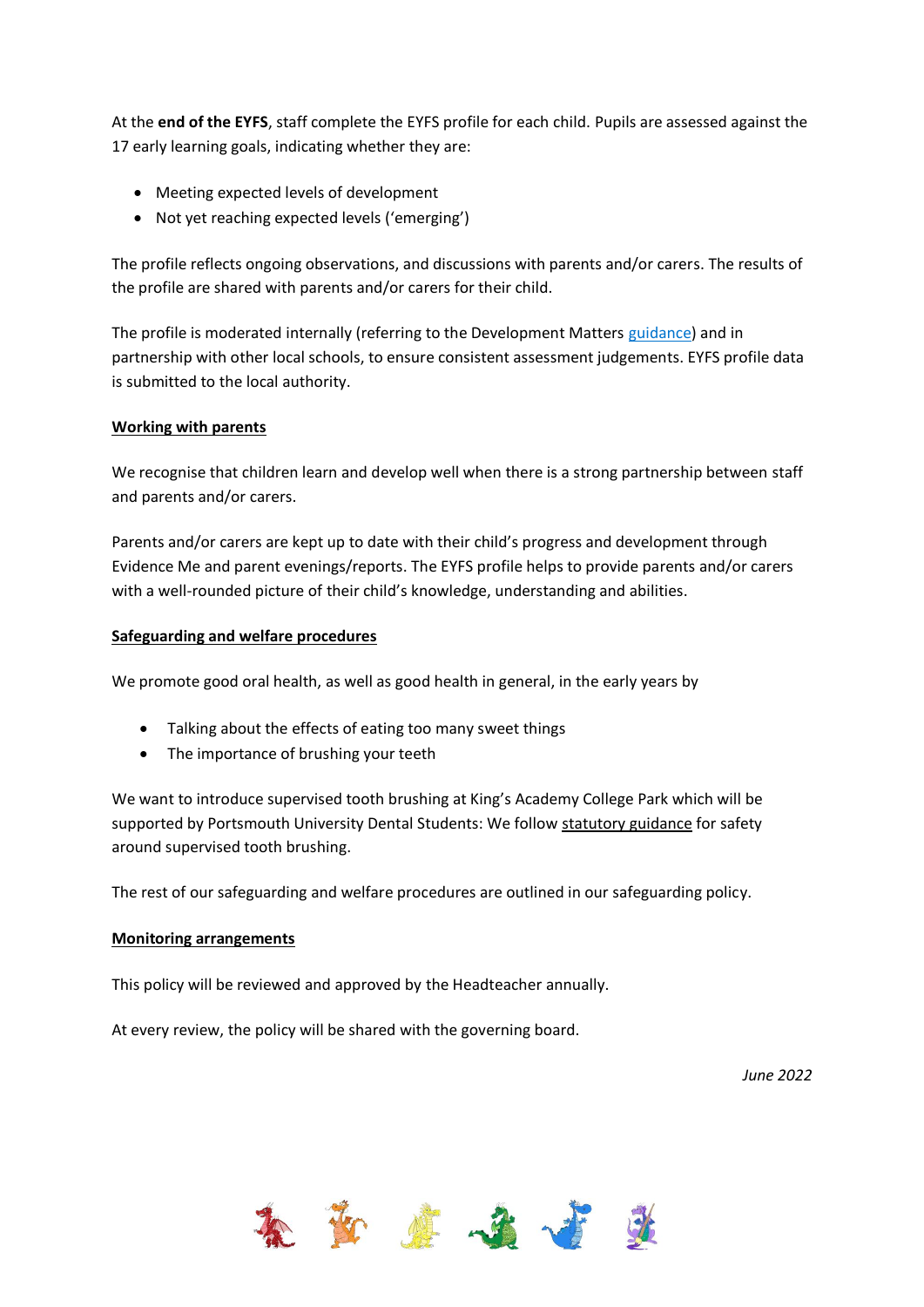At the **end of the EYFS**, staff complete the EYFS profile for each child. Pupils are assessed against the 17 early learning goals, indicating whether they are:

- Meeting expected levels of development
- Not yet reaching expected levels ('emerging')

The profile reflects ongoing observations, and discussions with parents and/or carers. The results of the profile are shared with parents and/or carers for their child.

The profile is moderated internally (referring to the Development Matters guidance) and in partnership with other local schools, to ensure consistent assessment judgements. EYFS profile data is submitted to the local authority.

**Working with parents**

We recognise that children learn and develop well when there is a strong partnership between staff and parents and/or carers.

Parents and/or carers are kept up to date with their child's progress and development through Evidence Me and parent evenings/reports. The EYFS profile helps to provide parents and/or carers with a well-rounded picture of their child's knowledge, understanding and abilities.

**Safeguarding and welfare procedures**

We promote good oral health, as well as good health in general, in the early years by

- Talking about the effects of eating too many sweet things
- The importance of brushing your teeth

We want to introduce supervised tooth brushing at King's Academy College Park which will be supported by Portsmouth University Dental Students: We follow statutory guidance for safety around supervised tooth brushing.

The rest of our safeguarding and welfare procedures are outlined in our safeguarding policy.

**Monitoring arrangements**

This policy will be reviewed and approved by the Headteacher annually.

At every review, the policy will be shared with the governing board.

*June 2022*